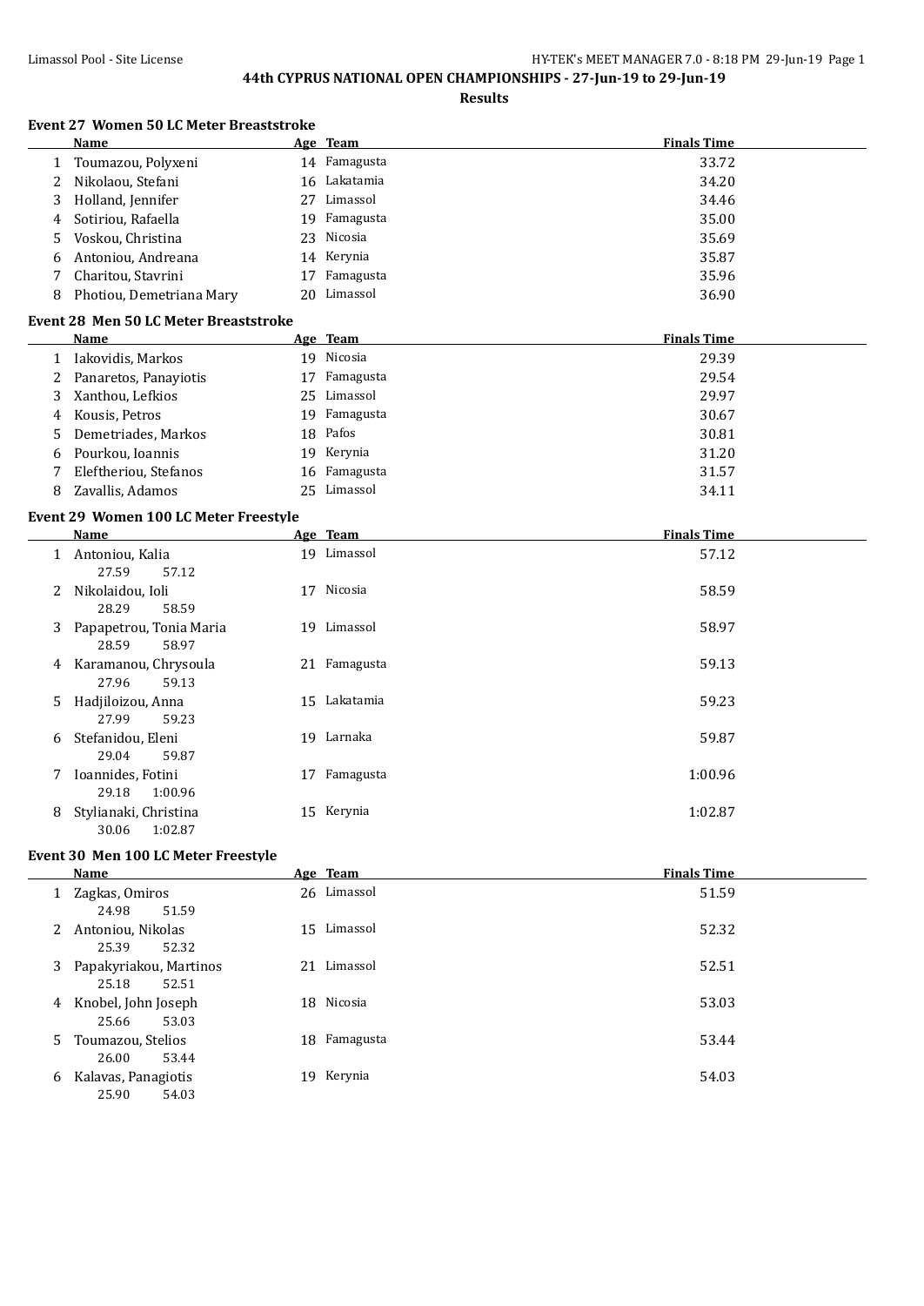# 44th CYPRUS NATIONAL OPEN CHAMPIONSHIPS - 27-Jun-19 to 29-Jun-19

## Results

### Event 27 Women 50 LC Meter Breaststroke

| | Name | Age | Team | Finals Time |
|---|---|---|---|---|
| 1 | Toumazou, Polyxeni | 14 | Famagusta | 33.72 |
| 2 | Nikolaou, Stefani | 16 | Lakatamia | 34.20 |
| 3 | Holland, Jennifer | 27 | Limassol | 34.46 |
| 4 | Sotiriou, Rafaella | 19 | Famagusta | 35.00 |
| 5 | Voskou, Christina | 23 | Nicosia | 35.69 |
| 6 | Antoniou, Andreana | 14 | Kerynia | 35.87 |
| 7 | Charitou, Stavrini | 17 | Famagusta | 35.96 |
| 8 | Photiou, Demetriana Mary | 20 | Limassol | 36.90 |

### Event 28 Men 50 LC Meter Breaststroke

| | Name | Age | Team | Finals Time |
|---|---|---|---|---|
| 1 | Iakovidis, Markos | 19 | Nicosia | 29.39 |
| 2 | Panaretos, Panayiotis | 17 | Famagusta | 29.54 |
| 3 | Xanthou, Lefkios | 25 | Limassol | 29.97 |
| 4 | Kousis, Petros | 19 | Famagusta | 30.67 |
| 5 | Demetriades, Markos | 18 | Pafos | 30.81 |
| 6 | Pourkou, Ioannis | 19 | Kerynia | 31.20 |
| 7 | Eleftheriou, Stefanos | 16 | Famagusta | 31.57 |
| 8 | Zavallis, Adamos | 25 | Limassol | 34.11 |

### Event 29 Women 100 LC Meter Freestyle

| | Name | Age | Team | Finals Time |
|---|---|---|---|---|
| 1 | Antoniou, Kalia | 19 | Limassol | 57.12 |
| | 27.59 57.12 | | | |
| 2 | Nikolaidou, Ioli | 17 | Nicosia | 58.59 |
| | 28.29 58.59 | | | |
| 3 | Papapetrou, Tonia Maria | 19 | Limassol | 58.97 |
| | 28.59 58.97 | | | |
| 4 | Karamanou, Chrysoula | 21 | Famagusta | 59.13 |
| | 27.96 59.13 | | | |
| 5 | Hadjiloizou, Anna | 15 | Lakatamia | 59.23 |
| | 27.99 59.23 | | | |
| 6 | Stefanidou, Eleni | 19 | Larnaka | 59.87 |
| | 29.04 59.87 | | | |
| 7 | Ioannides, Fotini | 17 | Famagusta | 1:00.96 |
| | 29.18 1:00.96 | | | |
| 8 | Stylianaki, Christina | 15 | Kerynia | 1:02.87 |
| | 30.06 1:02.87 | | | |

### Event 30 Men 100 LC Meter Freestyle

| | Name | Age | Team | Finals Time |
|---|---|---|---|---|
| 1 | Zagkas, Omiros | 26 | Limassol | 51.59 |
| | 24.98 51.59 | | | |
| 2 | Antoniou, Nikolas | 15 | Limassol | 52.32 |
| | 25.39 52.32 | | | |
| 3 | Papakyriakou, Martinos | 21 | Limassol | 52.51 |
| | 25.18 52.51 | | | |
| 4 | Knobel, John Joseph | 18 | Nicosia | 53.03 |
| | 25.66 53.03 | | | |
| 5 | Toumazou, Stelios | 18 | Famagusta | 53.44 |
| | 26.00 53.44 | | | |
| 6 | Kalavas, Panagiotis | 19 | Kerynia | 54.03 |
| | 25.90 54.03 | | | |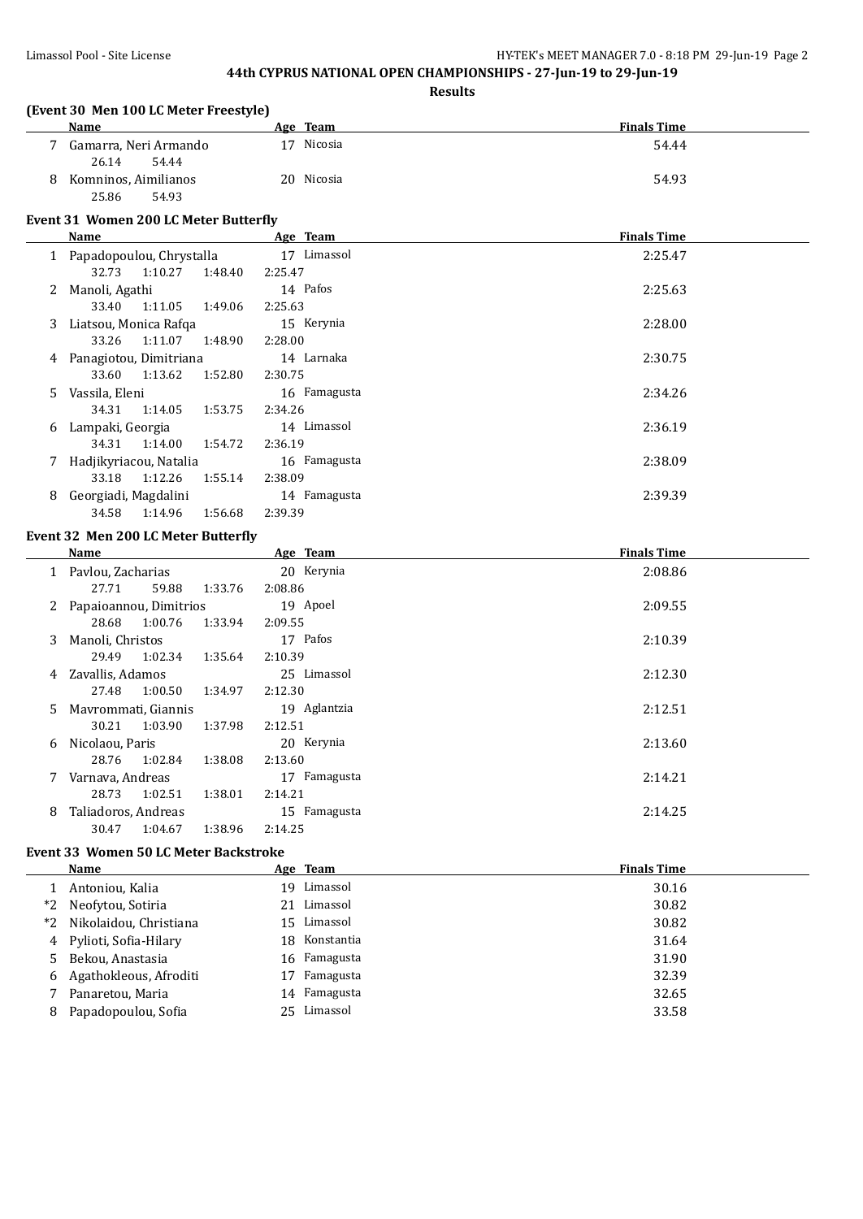**44th CYPRUS NATIONAL OPEN CHAMPIONSHIPS - 27-Jun-19 to 29-Jun-19**

**Results**

### (Event 30 Men 100 LC Meter Freestyle)

| | Name | Age | Team | Finals Time |
|---|---|---|---|---|
| 7 | Gamarra, Neri Armando | 17 | Nicosia | 54.44 |
| | 26.14 54.44 | | | |
| 8 | Komninos, Aimilianos | 20 | Nicosia | 54.93 |
| | 25.86 54.93 | | | |

### Event 31 Women 200 LC Meter Butterfly

| | Name | Age | Team | Finals Time |
|---|---|---|---|---|
| 1 | Papadopoulou, Chrystalla | 17 | Limassol | 2:25.47 |
| | 32.73 1:10.27 1:48.40 2:25.47 | | | |
| 2 | Manoli, Agathi | 14 | Pafos | 2:25.63 |
| | 33.40 1:11.05 1:49.06 2:25.63 | | | |
| 3 | Liatsou, Monica Rafqa | 15 | Kerynia | 2:28.00 |
| | 33.26 1:11.07 1:48.90 2:28.00 | | | |
| 4 | Panagiotou, Dimitriana | 14 | Larnaka | 2:30.75 |
| | 33.60 1:13.62 1:52.80 2:30.75 | | | |
| 5 | Vassila, Eleni | 16 | Famagusta | 2:34.26 |
| | 34.31 1:14.05 1:53.75 2:34.26 | | | |
| 6 | Lampaki, Georgia | 14 | Limassol | 2:36.19 |
| | 34.31 1:14.00 1:54.72 2:36.19 | | | |
| 7 | Hadjikyriacou, Natalia | 16 | Famagusta | 2:38.09 |
| | 33.18 1:12.26 1:55.14 2:38.09 | | | |
| 8 | Georgiadi, Magdalini | 14 | Famagusta | 2:39.39 |
| | 34.58 1:14.96 1:56.68 2:39.39 | | | |

### Event 32 Men 200 LC Meter Butterfly

| | Name | Age | Team | Finals Time |
|---|---|---|---|---|
| 1 | Pavlou, Zacharias | 20 | Kerynia | 2:08.86 |
| | 27.71 59.88 1:33.76 2:08.86 | | | |
| 2 | Papaioannou, Dimitrios | 19 | Apoel | 2:09.55 |
| | 28.68 1:00.76 1:33.94 2:09.55 | | | |
| 3 | Manoli, Christos | 17 | Pafos | 2:10.39 |
| | 29.49 1:02.34 1:35.64 2:10.39 | | | |
| 4 | Zavallis, Adamos | 25 | Limassol | 2:12.30 |
| | 27.48 1:00.50 1:34.97 2:12.30 | | | |
| 5 | Mavrommati, Giannis | 19 | Aglantzia | 2:12.51 |
| | 30.21 1:03.90 1:37.98 2:12.51 | | | |
| 6 | Nicolaou, Paris | 20 | Kerynia | 2:13.60 |
| | 28.76 1:02.84 1:38.08 2:13.60 | | | |
| 7 | Varnava, Andreas | 17 | Famagusta | 2:14.21 |
| | 28.73 1:02.51 1:38.01 2:14.21 | | | |
| 8 | Taliadoros, Andreas | 15 | Famagusta | 2:14.25 |
| | 30.47 1:04.67 1:38.96 2:14.25 | | | |

### Event 33 Women 50 LC Meter Backstroke

| | Name | Age | Team | Finals Time |
|---|---|---|---|---|
| 1 | Antoniou, Kalia | 19 | Limassol | 30.16 |
| *2 | Neofytou, Sotiria | 21 | Limassol | 30.82 |
| *2 | Nikolaidou, Christiana | 15 | Limassol | 30.82 |
| 4 | Pylioti, Sofia-Hilary | 18 | Konstantia | 31.64 |
| 5 | Bekou, Anastasia | 16 | Famagusta | 31.90 |
| 6 | Agathokleous, Afroditi | 17 | Famagusta | 32.39 |
| 7 | Panaretou, Maria | 14 | Famagusta | 32.65 |
| 8 | Papadopoulou, Sofia | 25 | Limassol | 33.58 |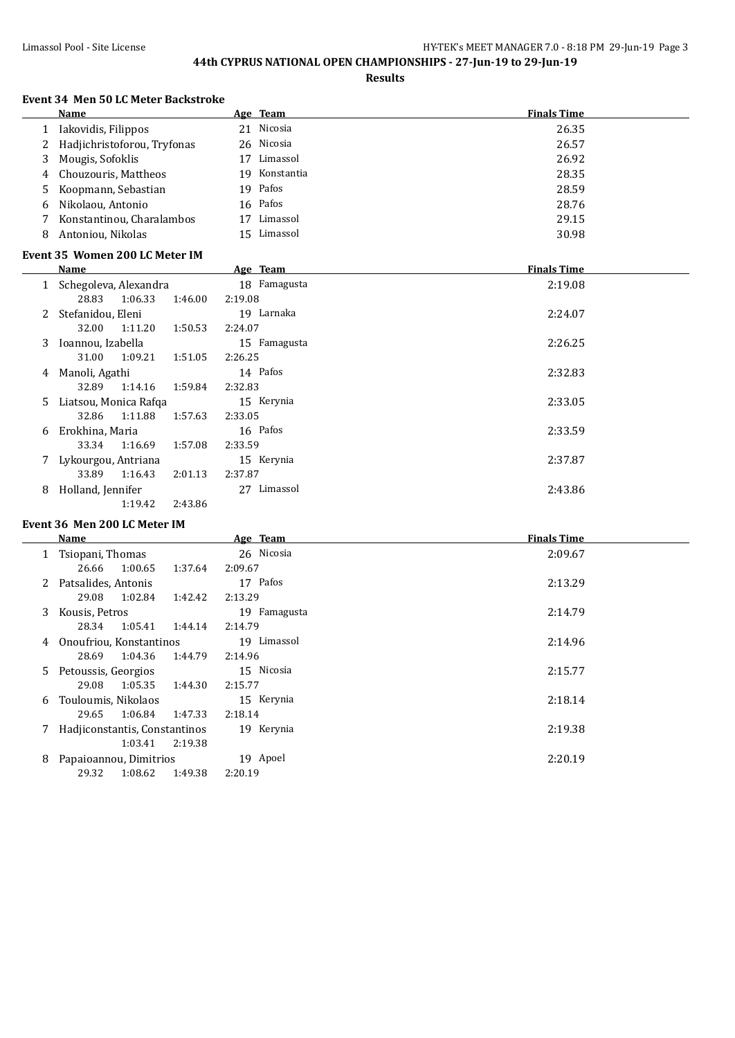## 44th CYPRUS NATIONAL OPEN CHAMPIONSHIPS - 27-Jun-19 to 29-Jun-19

### Results

#### Event 34 Men 50 LC Meter Backstroke

| | Name | Age | Team | Finals Time |
|---|---|---|---|---|
| 1 | Iakovidis, Filippos | 21 | Nicosia | 26.35 |
| 2 | Hadjichristoforou, Tryfonas | 26 | Nicosia | 26.57 |
| 3 | Mougis, Sofoklis | 17 | Limassol | 26.92 |
| 4 | Chouzouris, Mattheos | 19 | Konstantia | 28.35 |
| 5 | Koopmann, Sebastian | 19 | Pafos | 28.59 |
| 6 | Nikolaou, Antonio | 16 | Pafos | 28.76 |
| 7 | Konstantinou, Charalambos | 17 | Limassol | 29.15 |
| 8 | Antoniou, Nikolas | 15 | Limassol | 30.98 |

#### Event 35 Women 200 LC Meter IM

| | Name | Age | Team | Finals Time |
|---|---|---|---|---|
| 1 | Schegoleva, Alexandra | 18 | Famagusta | 2:19.08 |
| | 28.83 1:06.33 1:46.00 2:19.08 | | | |
| 2 | Stefanidou, Eleni | 19 | Larnaka | 2:24.07 |
| | 32.00 1:11.20 1:50.53 2:24.07 | | | |
| 3 | Ioannou, Izabella | 15 | Famagusta | 2:26.25 |
| | 31.00 1:09.21 1:51.05 2:26.25 | | | |
| 4 | Manoli, Agathi | 14 | Pafos | 2:32.83 |
| | 32.89 1:14.16 1:59.84 2:32.83 | | | |
| 5 | Liatsou, Monica Rafqa | 15 | Kerynia | 2:33.05 |
| | 32.86 1:11.88 1:57.63 2:33.05 | | | |
| 6 | Erokhina, Maria | 16 | Pafos | 2:33.59 |
| | 33.34 1:16.69 1:57.08 2:33.59 | | | |
| 7 | Lykourgou, Antriana | 15 | Kerynia | 2:37.87 |
| | 33.89 1:16.43 2:01.13 2:37.87 | | | |
| 8 | Holland, Jennifer | 27 | Limassol | 2:43.86 |
| | 1:19.42 2:43.86 | | | |

#### Event 36 Men 200 LC Meter IM

| | Name | Age | Team | Finals Time |
|---|---|---|---|---|
| 1 | Tsiopani, Thomas | 26 | Nicosia | 2:09.67 |
| | 26.66 1:00.65 1:37.64 2:09.67 | | | |
| 2 | Patsalides, Antonis | 17 | Pafos | 2:13.29 |
| | 29.08 1:02.84 1:42.42 2:13.29 | | | |
| 3 | Kousis, Petros | 19 | Famagusta | 2:14.79 |
| | 28.34 1:05.41 1:44.14 2:14.79 | | | |
| 4 | Onoufriou, Konstantinos | 19 | Limassol | 2:14.96 |
| | 28.69 1:04.36 1:44.79 2:14.96 | | | |
| 5 | Petoussis, Georgios | 15 | Nicosia | 2:15.77 |
| | 29.08 1:05.35 1:44.30 2:15.77 | | | |
| 6 | Touloumis, Nikolaos | 15 | Kerynia | 2:18.14 |
| | 29.65 1:06.84 1:47.33 2:18.14 | | | |
| 7 | Hadjiconstantis, Constantinos | 19 | Kerynia | 2:19.38 |
| | 1:03.41 2:19.38 | | | |
| 8 | Papaioannou, Dimitrios | 19 | Apoel | 2:20.19 |
| | 29.32 1:08.62 1:49.38 2:20.19 | | | |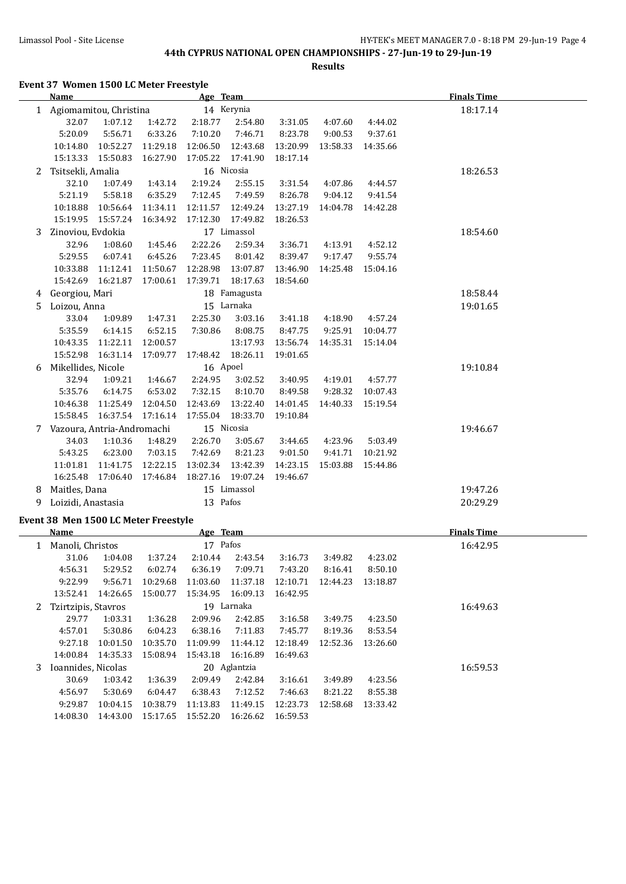# 44th CYPRUS NATIONAL OPEN CHAMPIONSHIPS - 27-Jun-19 to 29-Jun-19

## Results

### Event 37 Women 1500 LC Meter Freestyle

| | Name | | | Age | Team | | | | Finals Time |
|---|---|---|---|---|---|---|---|---|---|
| 1 | Agiomamitou, Christina | | | 14 | Kerynia | | | | 18:17.14 |
| | 32.07 | 1:07.12 | 1:42.72 | 2:18.77 | 2:54.80 | 3:31.05 | 4:07.60 | 4:44.02 | |
| | 5:20.09 | 5:56.71 | 6:33.26 | 7:10.20 | 7:46.71 | 8:23.78 | 9:00.53 | 9:37.61 | |
| | 10:14.80 | 10:52.27 | 11:29.18 | 12:06.50 | 12:43.68 | 13:20.99 | 13:58.33 | 14:35.66 | |
| | 15:13.33 | 15:50.83 | 16:27.90 | 17:05.22 | 17:41.90 | 18:17.14 | | | |
| 2 | Tsitsekli, Amalia | | | 16 | Nicosia | | | | 18:26.53 |
| | 32.10 | 1:07.49 | 1:43.14 | 2:19.24 | 2:55.15 | 3:31.54 | 4:07.86 | 4:44.57 | |
| | 5:21.19 | 5:58.18 | 6:35.29 | 7:12.45 | 7:49.59 | 8:26.78 | 9:04.12 | 9:41.54 | |
| | 10:18.88 | 10:56.64 | 11:34.11 | 12:11.57 | 12:49.24 | 13:27.19 | 14:04.78 | 14:42.28 | |
| | 15:19.95 | 15:57.24 | 16:34.92 | 17:12.30 | 17:49.82 | 18:26.53 | | | |
| 3 | Zinoviou, Evdokia | | | 17 | Limassol | | | | 18:54.60 |
| | 32.96 | 1:08.60 | 1:45.46 | 2:22.26 | 2:59.34 | 3:36.71 | 4:13.91 | 4:52.12 | |
| | 5:29.55 | 6:07.41 | 6:45.26 | 7:23.45 | 8:01.42 | 8:39.47 | 9:17.47 | 9:55.74 | |
| | 10:33.88 | 11:12.41 | 11:50.67 | 12:28.98 | 13:07.87 | 13:46.90 | 14:25.48 | 15:04.16 | |
| | 15:42.69 | 16:21.87 | 17:00.61 | 17:39.71 | 18:17.63 | 18:54.60 | | | |
| 4 | Georgiou, Mari | | | 18 | Famagusta | | | | 18:58.44 |
| 5 | Loizou, Anna | | | 15 | Larnaka | | | | 19:01.65 |
| | 33.04 | 1:09.89 | 1:47.31 | 2:25.30 | 3:03.16 | 3:41.18 | 4:18.90 | 4:57.24 | |
| | 5:35.59 | 6:14.15 | 6:52.15 | 7:30.86 | 8:08.75 | 8:47.75 | 9:25.91 | 10:04.77 | |
| | 10:43.35 | 11:22.11 | 12:00.57 | | 13:17.93 | 13:56.74 | 14:35.31 | 15:14.04 | |
| | 15:52.98 | 16:31.14 | 17:09.77 | 17:48.42 | 18:26.11 | 19:01.65 | | | |
| 6 | Mikellides, Nicole | | | 16 | Apoel | | | | 19:10.84 |
| | 32.94 | 1:09.21 | 1:46.67 | 2:24.95 | 3:02.52 | 3:40.95 | 4:19.01 | 4:57.77 | |
| | 5:35.76 | 6:14.75 | 6:53.02 | 7:32.15 | 8:10.70 | 8:49.58 | 9:28.32 | 10:07.43 | |
| | 10:46.38 | 11:25.49 | 12:04.50 | 12:43.69 | 13:22.40 | 14:01.45 | 14:40.33 | 15:19.54 | |
| | 15:58.45 | 16:37.54 | 17:16.14 | 17:55.04 | 18:33.70 | 19:10.84 | | | |
| 7 | Vazoura, Antria-Andromachi | | | 15 | Nicosia | | | | 19:46.67 |
| | 34.03 | 1:10.36 | 1:48.29 | 2:26.70 | 3:05.67 | 3:44.65 | 4:23.96 | 5:03.49 | |
| | 5:43.25 | 6:23.00 | 7:03.15 | 7:42.69 | 8:21.23 | 9:01.50 | 9:41.71 | 10:21.92 | |
| | 11:01.81 | 11:41.75 | 12:22.15 | 13:02.34 | 13:42.39 | 14:23.15 | 15:03.88 | 15:44.86 | |
| | 16:25.48 | 17:06.40 | 17:46.84 | 18:27.16 | 19:07.24 | 19:46.67 | | | |
| 8 | Maitles, Dana | | | 15 | Limassol | | | | 19:47.26 |
| 9 | Loizidi, Anastasia | | | 13 | Pafos | | | | 20:29.29 |

### Event 38 Men 1500 LC Meter Freestyle

| | Name | | | Age | Team | | | | Finals Time |
|---|---|---|---|---|---|---|---|---|---|
| 1 | Manoli, Christos | | | 17 | Pafos | | | | 16:42.95 |
| | 31.06 | 1:04.08 | 1:37.24 | 2:10.44 | 2:43.54 | 3:16.73 | 3:49.82 | 4:23.02 | |
| | 4:56.31 | 5:29.52 | 6:02.74 | 6:36.19 | 7:09.71 | 7:43.20 | 8:16.41 | 8:50.10 | |
| | 9:22.99 | 9:56.71 | 10:29.68 | 11:03.60 | 11:37.18 | 12:10.71 | 12:44.23 | 13:18.87 | |
| | 13:52.41 | 14:26.65 | 15:00.77 | 15:34.95 | 16:09.13 | 16:42.95 | | | |
| 2 | Tzirtzipis, Stavros | | | 19 | Larnaka | | | | 16:49.63 |
| | 29.77 | 1:03.31 | 1:36.28 | 2:09.96 | 2:42.85 | 3:16.58 | 3:49.75 | 4:23.50 | |
| | 4:57.01 | 5:30.86 | 6:04.23 | 6:38.16 | 7:11.83 | 7:45.77 | 8:19.36 | 8:53.54 | |
| | 9:27.18 | 10:01.50 | 10:35.70 | 11:09.99 | 11:44.12 | 12:18.49 | 12:52.36 | 13:26.60 | |
| | 14:00.84 | 14:35.33 | 15:08.94 | 15:43.18 | 16:16.89 | 16:49.63 | | | |
| 3 | Ioannides, Nicolas | | | 20 | Aglantzia | | | | 16:59.53 |
| | 30.69 | 1:03.42 | 1:36.39 | 2:09.49 | 2:42.84 | 3:16.61 | 3:49.89 | 4:23.56 | |
| | 4:56.97 | 5:30.69 | 6:04.47 | 6:38.43 | 7:12.52 | 7:46.63 | 8:21.22 | 8:55.38 | |
| | 9:29.87 | 10:04.15 | 10:38.79 | 11:13.83 | 11:49.15 | 12:23.73 | 12:58.68 | 13:33.42 | |
| | 14:08.30 | 14:43.00 | 15:17.65 | 15:52.20 | 16:26.62 | 16:59.53 | | | |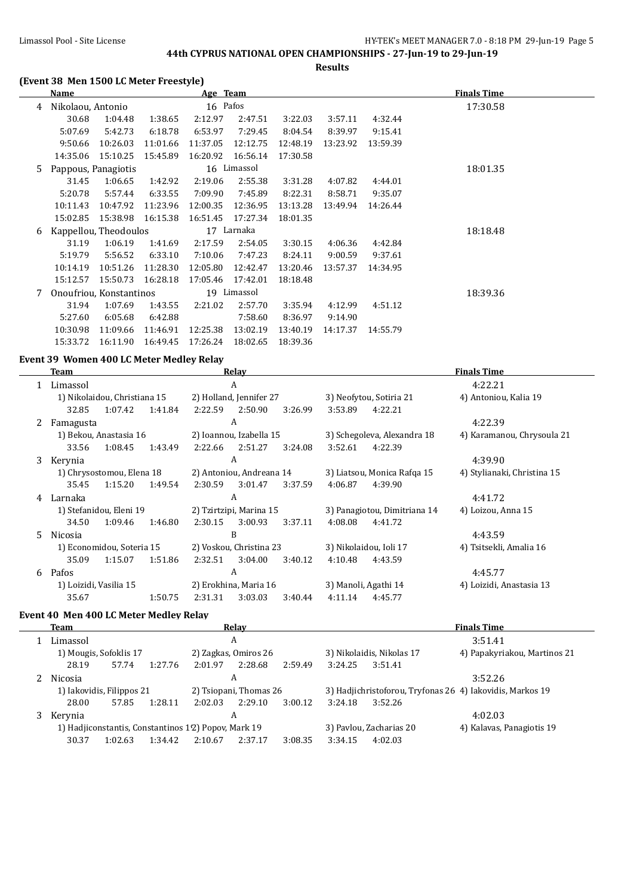# 44th CYPRUS NATIONAL OPEN CHAMPIONSHIPS - 27-Jun-19 to 29-Jun-19

## Results

### (Event 38 Men 1500 LC Meter Freestyle)

| | Name | Age | Team | Finals Time |
|---|---|---|---|---|
| 4 | Nikolaou, Antonio | 16 | Pafos | 17:30.58 |
| | 30.68 1:04.48 1:38.65 2:12.97 2:47.51 3:22.03 3:57.11 4:32.44 | | | |
| | 5:07.69 5:42.73 6:18.78 6:53.97 7:29.45 8:04.54 8:39.97 9:15.41 | | | |
| | 9:50.66 10:26.03 11:01.66 11:37.05 12:12.75 12:48.19 13:23.92 13:59.39 | | | |
| | 14:35.06 15:10.25 15:45.89 16:20.92 16:56.14 17:30.58 | | | |
| 5 | Pappous, Panagiotis | 16 | Limassol | 18:01.35 |
| | 31.45 1:06.65 1:42.92 2:19.06 2:55.38 3:31.28 4:07.82 4:44.01 | | | |
| | 5:20.78 5:57.44 6:33.55 7:09.90 7:45.89 8:22.31 8:58.71 9:35.07 | | | |
| | 10:11.43 10:47.92 11:23.96 12:00.35 12:36.95 13:13.28 13:49.94 14:26.44 | | | |
| | 15:02.85 15:38.98 16:15.38 16:51.45 17:27.34 18:01.35 | | | |
| 6 | Kappellou, Theodoulos | 17 | Larnaka | 18:18.48 |
| | 31.19 1:06.19 1:41.69 2:17.59 2:54.05 3:30.15 4:06.36 4:42.84 | | | |
| | 5:19.79 5:56.52 6:33.10 7:10.06 7:47.23 8:24.11 9:00.59 9:37.61 | | | |
| | 10:14.19 10:51.26 11:28.30 12:05.80 12:42.47 13:20.46 13:57.37 14:34.95 | | | |
| | 15:12.57 15:50.73 16:28.18 17:05.46 17:42.01 18:18.48 | | | |
| 7 | Onoufriou, Konstantinos | 19 | Limassol | 18:39.36 |
| | 31.94 1:07.69 1:43.55 2:21.02 2:57.70 3:35.94 4:12.99 4:51.12 | | | |
| | 5:27.60 6:05.68 6:42.88 7:58.60 8:36.97 9:14.90 | | | |
| | 10:30.98 11:09.66 11:46.91 12:25.38 13:02.19 13:40.19 14:17.37 14:55.79 | | | |
| | 15:33.72 16:11.90 16:49.45 17:26.24 18:02.65 18:39.36 | | | |

### Event 39 Women 400 LC Meter Medley Relay

| | Team | Relay | Finals Time |
|---|---|---|---|
| 1 | Limassol | A | 4:22.21 |
| | 1) Nikolaidou, Christiana 15; 2) Holland, Jennifer 27; 3) Neofytou, Sotiria 21; 4) Antoniou, Kalia 19 | | |
| | 32.85 1:07.42 1:41.84 2:22.59 2:50.90 3:26.99 3:53.89 4:22.21 | | |
| 2 | Famagusta | A | 4:22.39 |
| | 1) Bekou, Anastasia 16; 2) Ioannou, Izabella 15; 3) Schegoleva, Alexandra 18; 4) Karamanou, Chrysoula 21 | | |
| | 33.56 1:08.45 1:43.49 2:22.66 2:51.27 3:24.08 3:52.61 4:22.39 | | |
| 3 | Kerynia | A | 4:39.90 |
| | 1) Chrysostomou, Elena 18; 2) Antoniou, Andreana 14; 3) Liatsou, Monica Rafqa 15; 4) Stylianaki, Christina 15 | | |
| | 35.45 1:15.20 1:49.54 2:30.59 3:01.47 3:37.59 4:06.87 4:39.90 | | |
| 4 | Larnaka | A | 4:41.72 |
| | 1) Stefanidou, Eleni 19; 2) Tzirtzipi, Marina 15; 3) Panagiotou, Dimitriana 14; 4) Loizou, Anna 15 | | |
| | 34.50 1:09.46 1:46.80 2:30.15 3:00.93 3:37.11 4:08.08 4:41.72 | | |
| 5 | Nicosia | B | 4:43.59 |
| | 1) Economidou, Soteria 15; 2) Voskou, Christina 23; 3) Nikolaidou, Ioli 17; 4) Tsitsekli, Amalia 16 | | |
| | 35.09 1:15.07 1:51.86 2:32.51 3:04.00 3:40.12 4:10.48 4:43.59 | | |
| 6 | Pafos | A | 4:45.77 |
| | 1) Loizidi, Vasilia 15; 2) Erokhina, Maria 16; 3) Manoli, Agathi 14; 4) Loizidi, Anastasia 13 | | |
| | 35.67 1:50.75 2:31.31 3:03.03 3:40.44 4:11.14 4:45.77 | | |

### Event 40 Men 400 LC Meter Medley Relay

| | Team | Relay | Finals Time |
|---|---|---|---|
| 1 | Limassol | A | 3:51.41 |
| | 1) Mougis, Sofoklis 17; 2) Zagkas, Omiros 26; 3) Nikolaidis, Nikolas 17; 4) Papakyriakou, Martinos 21 | | |
| | 28.19 57.74 1:27.76 2:01.97 2:28.68 2:59.49 3:24.25 3:51.41 | | |
| 2 | Nicosia | A | 3:52.26 |
| | 1) Iakovidis, Filippos 21; 2) Tsiopani, Thomas 26; 3) Hadjichristoforou, Tryfonas 26; 4) Iakovidis, Markos 19 | | |
| | 28.00 57.85 1:28.11 2:02.03 2:29.10 3:00.12 3:24.18 3:52.26 | | |
| 3 | Kerynia | A | 4:02.03 |
| | 1) Hadjiconstantis, Constantinos 12; 2) Popov, Mark 19; 3) Pavlou, Zacharias 20; 4) Kalavas, Panagiotis 19 | | |
| | 30.37 1:02.63 1:34.42 2:10.67 2:37.17 3:08.35 3:34.15 4:02.03 | | |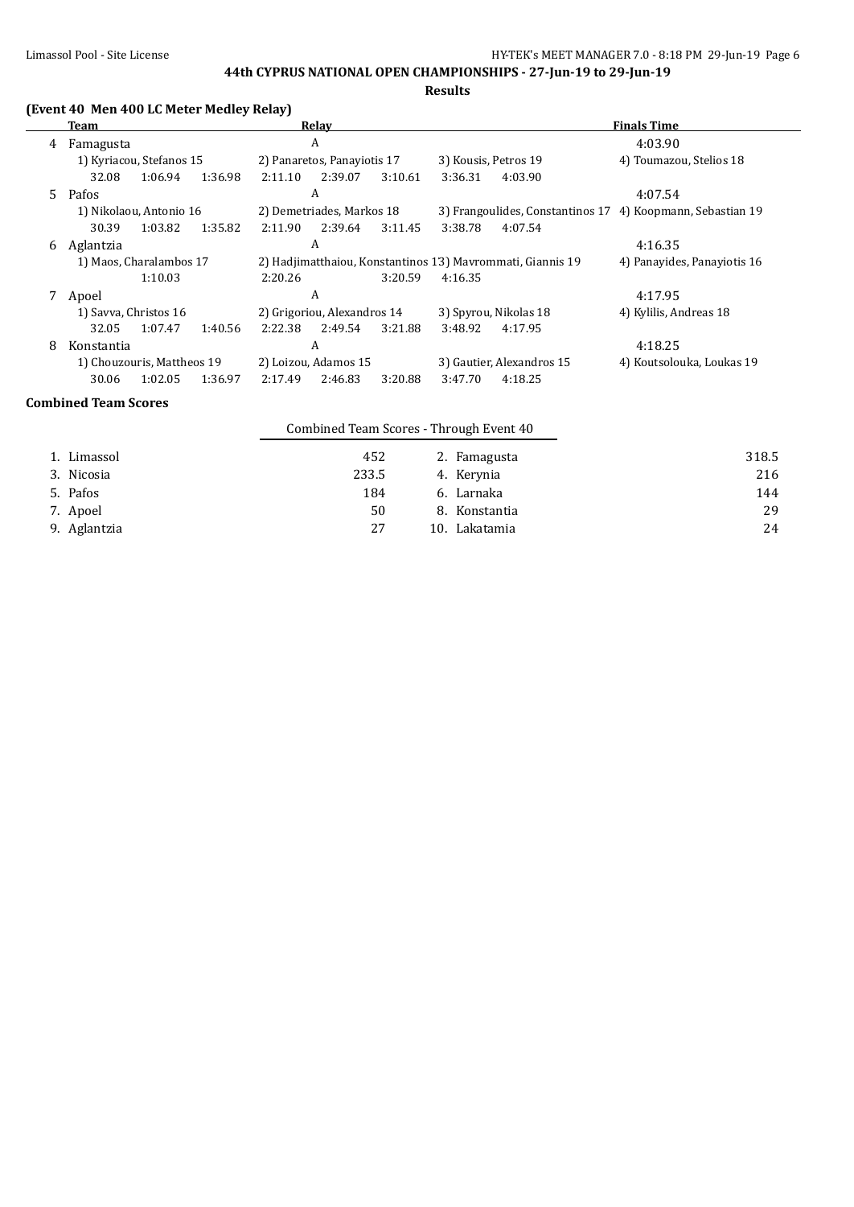## 44th CYPRUS NATIONAL OPEN CHAMPIONSHIPS - 27-Jun-19 to 29-Jun-19

### Results

**(Event 40 Men 400 LC Meter Medley Relay)**

| | Team | Relay | | | Finals Time |
|---|---|---|---|---|---|
| 4 | Famagusta | A | | | 4:03.90 |
| | 1) Kyriacou, Stefanos 15 | 2) Panaretos, Panayiotis 17 | 3) Kousis, Petros 19 | | 4) Toumazou, Stelios 18 |
| | 32.08 1:06.94 1:36.98 | 2:11.10 2:39.07 3:10.61 | 3:36.31 4:03.90 | | |
| 5 | Pafos | A | | | 4:07.54 |
| | 1) Nikolaou, Antonio 16 | 2) Demetriades, Markos 18 | 3) Frangoulides, Constantinos 17 | | 4) Koopmann, Sebastian 19 |
| | 30.39 1:03.82 1:35.82 | 2:11.90 2:39.64 3:11.45 | 3:38.78 4:07.54 | | |
| 6 | Aglantzia | A | | | 4:16.35 |
| | 1) Maos, Charalambos 17 | 2) Hadjimatthaiou, Konstantinos 13 | 3) Mavrommati, Giannis 19 | | 4) Panayides, Panayiotis 16 |
| | 1:10.03 | 2:20.26 3:20.59 | 4:16.35 | | |
| 7 | Apoel | A | | | 4:17.95 |
| | 1) Savva, Christos 16 | 2) Grigoriou, Alexandros 14 | 3) Spyrou, Nikolas 18 | | 4) Kylilis, Andreas 18 |
| | 32.05 1:07.47 1:40.56 | 2:22.38 2:49.54 3:21.88 | 3:48.92 4:17.95 | | |
| 8 | Konstantia | A | | | 4:18.25 |
| | 1) Chouzouris, Mattheos 19 | 2) Loizou, Adamos 15 | 3) Gautier, Alexandros 15 | | 4) Koutsolouka, Loukas 19 |
| | 30.06 1:02.05 1:36.97 | 2:17.49 2:46.83 3:20.88 | 3:47.70 4:18.25 | | |

### Combined Team Scores

Combined Team Scores - Through Event 40

| | | | |
|---|---|---|---|
| 1. Limassol | 452 | 2. Famagusta | 318.5 |
| 3. Nicosia | 233.5 | 4. Kerynia | 216 |
| 5. Pafos | 184 | 6. Larnaka | 144 |
| 7. Apoel | 50 | 8. Konstantia | 29 |
| 9. Aglantzia | 27 | 10. Lakatamia | 24 |